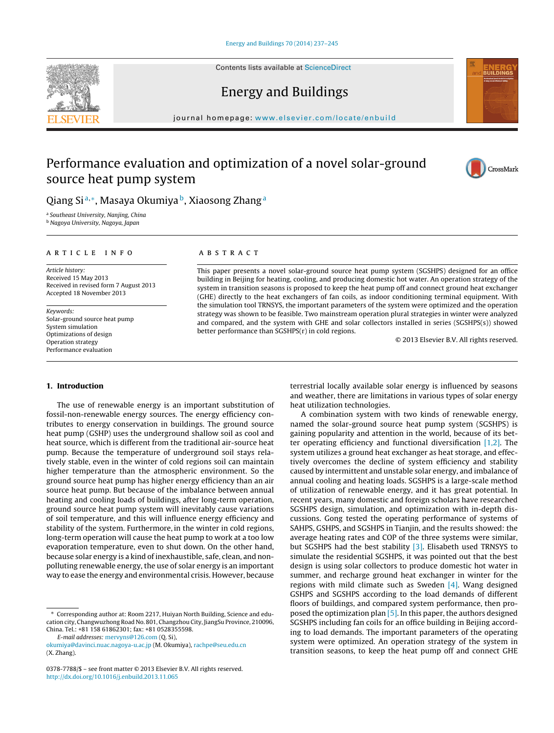Contents lists available at ScienceDirect

# Energy and Buildings

journal homepage: www.elsevier.com/locate/enbuild

# Performance evaluation and optimization of a novel solar-ground source heat pump system

Qiang Si[a,*], Masaya Okumiya[b], Xiaosong Zhang[a]

[a] Southeast University, Nanjing, China
[b] Nagoya University, Nagoya, Japan

## ARTICLE INFO

*Article history:*
Received 15 May 2013
Received in revised form 7 August 2013
Accepted 18 November 2013

*Keywords:*
Solar-ground source heat pump
System simulation
Optimizations of design
Operation strategy
Performance evaluation

## ABSTRACT

This paper presents a novel solar-ground source heat pump system (SGSHPS) designed for an office building in Beijing for heating, cooling, and producing domestic hot water. An operation strategy of the system in transition seasons is proposed to keep the heat pump off and connect ground heat exchanger (GHE) directly to the heat exchangers of fan coils, as indoor conditioning terminal equipment. With the simulation tool TRNSYS, the important parameters of the system were optimized and the operation strategy was shown to be feasible. Two mainstream operation plural strategies in winter were analyzed and compared, and the system with GHE and solar collectors installed in series (SGSHPS(s)) showed better performance than SGSHPS(r) in cold regions.

© 2013 Elsevier B.V. All rights reserved.

## 1. Introduction

The use of renewable energy is an important substitution of fossil-non-renewable energy sources. The energy efficiency contributes to energy conservation in buildings. The ground source heat pump (GSHP) uses the underground shallow soil as cool and heat source, which is different from the traditional air-source heat pump. Because the temperature of underground soil stays relatively stable, even in the winter of cold regions soil can maintain higher temperature than the atmospheric environment. So the ground source heat pump has higher energy efficiency than an air source heat pump. But because of the imbalance between annual heating and cooling loads of buildings, after long-term operation, ground source heat pump system will inevitably cause variations of soil temperature, and this will influence energy efficiency and stability of the system. Furthermore, in the winter in cold regions, long-term operation will cause the heat pump to work at a too low evaporation temperature, even to shut down. On the other hand, because solar energy is a kind of inexhaustible, safe, clean, and non-polluting renewable energy, the use of solar energy is an important way to ease the energy and environmental crisis. However, because terrestrial locally available solar energy is influenced by seasons and weather, there are limitations in various types of solar energy heat utilization technologies.

A combination system with two kinds of renewable energy, named the solar-ground source heat pump system (SGSHPS) is gaining popularity and attention in the world, because of its better operating efficiency and functional diversification [1,2]. The system utilizes a ground heat exchanger as heat storage, and effectively overcomes the decline of system efficiency and stability caused by intermittent and unstable solar energy, and imbalance of annual cooling and heating loads. SGSHPS is a large-scale method of utilization of renewable energy, and it has great potential. In recent years, many domestic and foreign scholars have researched SGSHPS design, simulation, and optimization with in-depth discussions. Gong tested the operating performance of systems of SAHPS, GSHPS, and SGSHPS in Tianjin, and the results showed: the average heating rates and COP of the three systems were similar, but SGSHPS had the best stability [3]. Elisabeth used TRNSYS to simulate the residential SGSHPS, it was pointed out that the best design is using solar collectors to produce domestic hot water in summer, and recharge ground heat exchanger in winter for the regions with mild climate such as Sweden [4]. Wang designed GSHPS and SGSHPS according to the load demands of different floors of buildings, and compared system performance, then proposed the optimization plan [5]. In this paper, the authors designed SGSHPS including fan coils for an office building in Beijing according to load demands. The important parameters of the operating system were optimized. An operation strategy of the system in transition seasons, to keep the heat pump off and connect GHE

\* Corresponding author at: Room 2217, Huiyan North Building, Science and education city, Changwuzhong Road No. 801, Changzhou City, JiangSu Province, 210096, China. Tel.: +81 158 61862301; fax: +81 0528355598.
*E-mail addresses:* mervyns@126.com (Q. Si), okumiya@davinci.nuac.nagoya-u.ac.jp (M. Okumiya), rachpe@seu.edu.cn (X. Zhang).

0378-7788/$ – see front matter © 2013 Elsevier B.V. All rights reserved.
http://dx.doi.org/10.1016/j.enbuild.2013.11.065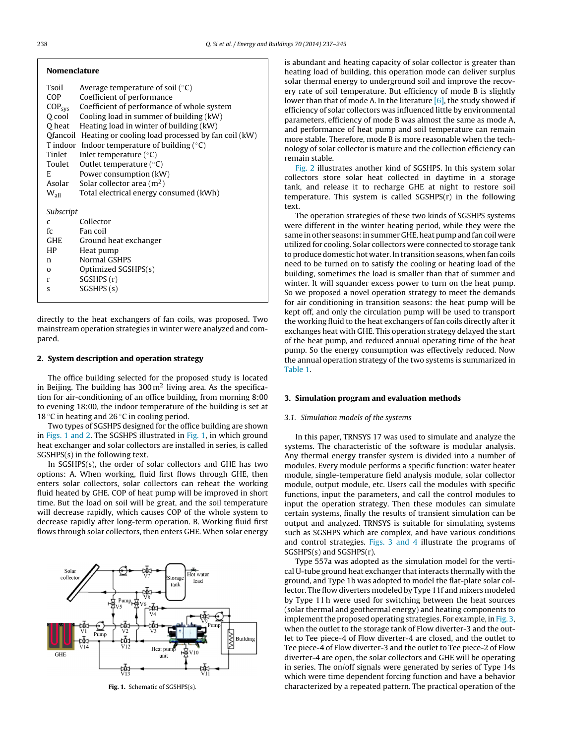## Nomenclature

| | |
|---|---|
| Tsoil | Average temperature of soil (°C) |
| COP | Coefficient of performance |
| $COP_{sys}$ | Coefficient of performance of whole system |
| Q cool | Cooling load in summer of building (kW) |
| Q heat | Heating load in winter of building (kW) |
| Qfancoil | Heating or cooling load processed by fan coil (kW) |
| T indoor | Indoor temperature of building (°C) |
| Tinlet | Inlet temperature (°C) |
| Toulet | Outlet temperature (°C) |
| E | Power consumption (kW) |
| Asolar | Solar collector area ($m^2$) |
| $W_{all}$ | Total electrical energy consumed (kWh) |

*Subscript*

| | |
|---|---|
| c | Collector |
| fc | Fan coil |
| GHE | Ground heat exchanger |
| HP | Heat pump |
| n | Normal GSHPS |
| o | Optimized SGSHPS(s) |
| r | SGSHPS (r) |
| s | SGSHPS (s) |

directly to the heat exchangers of fan coils, was proposed. Two mainstream operation strategies in winter were analyzed and compared.

## 2. System description and operation strategy

The office building selected for the proposed study is located in Beijing. The building has 300 $m^2$ living area. As the specification for air-conditioning of an office building, from morning 8:00 to evening 18:00, the indoor temperature of the building is set at 18 °C in heating and 26 °C in cooling period.

Two types of SGSHPS designed for the office building are shown in Figs. 1 and 2. The SGSHPS illustrated in Fig. 1, in which ground heat exchanger and solar collectors are installed in series, is called SGSHPS(s) in the following text.

In SGSHPS(s), the order of solar collectors and GHE has two options: A. When working, fluid first flows through GHE, then enters solar collectors, solar collectors can reheat the working fluid heated by GHE. COP of heat pump will be improved in short time. But the load on soil will be great, and the soil temperature will decrease rapidly, which causes COP of the whole system to decrease rapidly after long-term operation. B. Working fluid first flows through solar collectors, then enters GHE. When solar energy is abundant and heating capacity of solar collector is greater than heating load of building, this operation mode can deliver surplus solar thermal energy to underground soil and improve the recovery rate of soil temperature. But efficiency of mode B is slightly lower than that of mode A. In the literature [6], the study showed if efficiency of solar collectors was influenced little by environmental parameters, efficiency of mode B was almost the same as mode A, and performance of heat pump and soil temperature can remain more stable. Therefore, mode B is more reasonable when the technology of solar collector is mature and the collection efficiency can remain stable.

**Fig. 1.** Schematic of SGSHPS(s).

Fig. 2 illustrates another kind of SGSHPS. In this system solar collectors store solar heat collected in daytime in a storage tank, and release it to recharge GHE at night to restore soil temperature. This system is called SGSHPS(r) in the following text.

The operation strategies of these two kinds of SGSHPS systems were different in the winter heating period, while they were the same in other seasons: in summer GHE, heat pump and fan coil were utilized for cooling. Solar collectors were connected to storage tank to produce domestic hot water. In transition seasons, when fan coils need to be turned on to satisfy the cooling or heating load of the building, sometimes the load is smaller than that of summer and winter. It will squander excess power to turn on the heat pump. So we proposed a novel operation strategy to meet the demands for air conditioning in transition seasons: the heat pump will be kept off, and only the circulation pump will be used to transport the working fluid to the heat exchangers of fan coils directly after it exchanges heat with GHE. This operation strategy delayed the start of the heat pump, and reduced annual operating time of the heat pump. So the energy consumption was effectively reduced. Now the annual operation strategy of the two systems is summarized in Table 1.

## 3. Simulation program and evaluation methods

### 3.1. Simulation models of the systems

In this paper, TRNSYS 17 was used to simulate and analyze the systems. The characteristic of the software is modular analysis. Any thermal energy transfer system is divided into a number of modules. Every module performs a specific function: water heater module, single-temperature field analysis module, solar collector module, output module, etc. Users call the modules with specific functions, input the parameters, and call the control modules to input the operation strategy. Then these modules can simulate certain systems, finally the results of transient simulation can be output and analyzed. TRNSYS is suitable for simulating systems such as SGSHPS which are complex, and have various conditions and control strategies. Figs. 3 and 4 illustrate the programs of SGSHPS(s) and SGSHPS(r).

Type 557a was adopted as the simulation model for the vertical U-tube ground heat exchanger that interacts thermally with the ground, and Type 1b was adopted to model the flat-plate solar collector. The flow diverters modeled by Type 11f and mixers modeled by Type 11h were used for switching between the heat sources (solar thermal and geothermal energy) and heating components to implement the proposed operating strategies. For example, in Fig. 3, when the outlet to the storage tank of Flow diverter-3 and the outlet to Tee piece-4 of Flow diverter-4 are closed, and the outlet to Tee piece-4 of Flow diverter-3 and the outlet to Tee piece-2 of Flow diverter-4 are open, the solar collectors and GHE will be operating in series. The on/off signals were generated by series of Type 14s which were time dependent forcing function and have a behavior characterized by a repeated pattern. The practical operation of the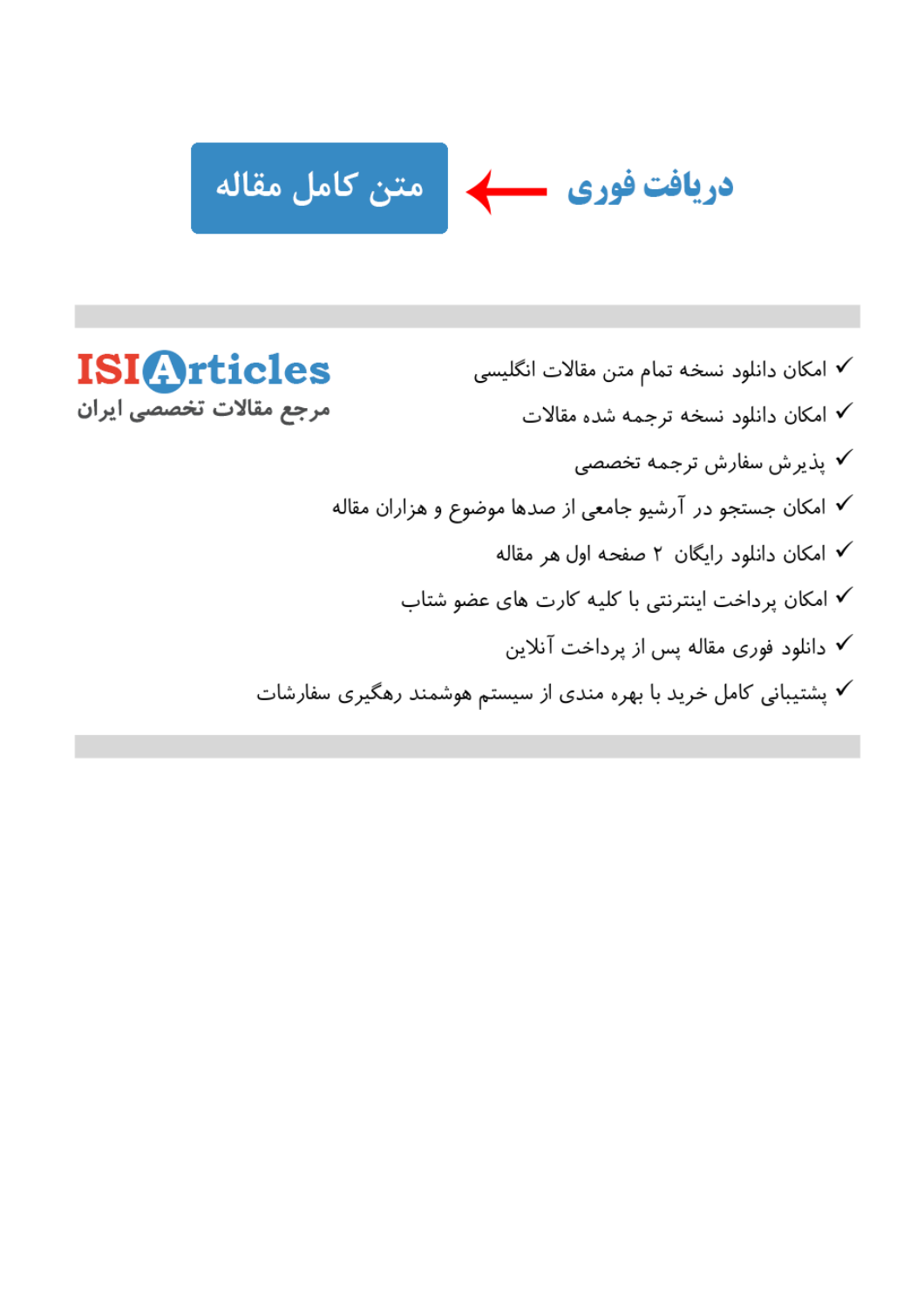دریافت فوری ← متن کامل مقاله

**ISIArticles**
مرجع مقالات تخصصی ایران

- ✓ امکان دانلود نسخه تمام متن مقالات انگلیسی
- ✓ امکان دانلود نسخه ترجمه شده مقالات
- ✓ پذیرش سفارش ترجمه تخصصی
- ✓ امکان جستجو در آرشیو جامعی از صدها موضوع و هزاران مقاله
- ✓ امکان دانلود رایگان ۲ صفحه اول هر مقاله
- ✓ امکان پرداخت اینترنتی با کلیه کارت های عضو شتاب
- ✓ دانلود فوری مقاله پس از پرداخت آنلاین
- ✓ پشتیبانی کامل خرید با بهره مندی از سیستم هوشمند رهگیری سفارشات